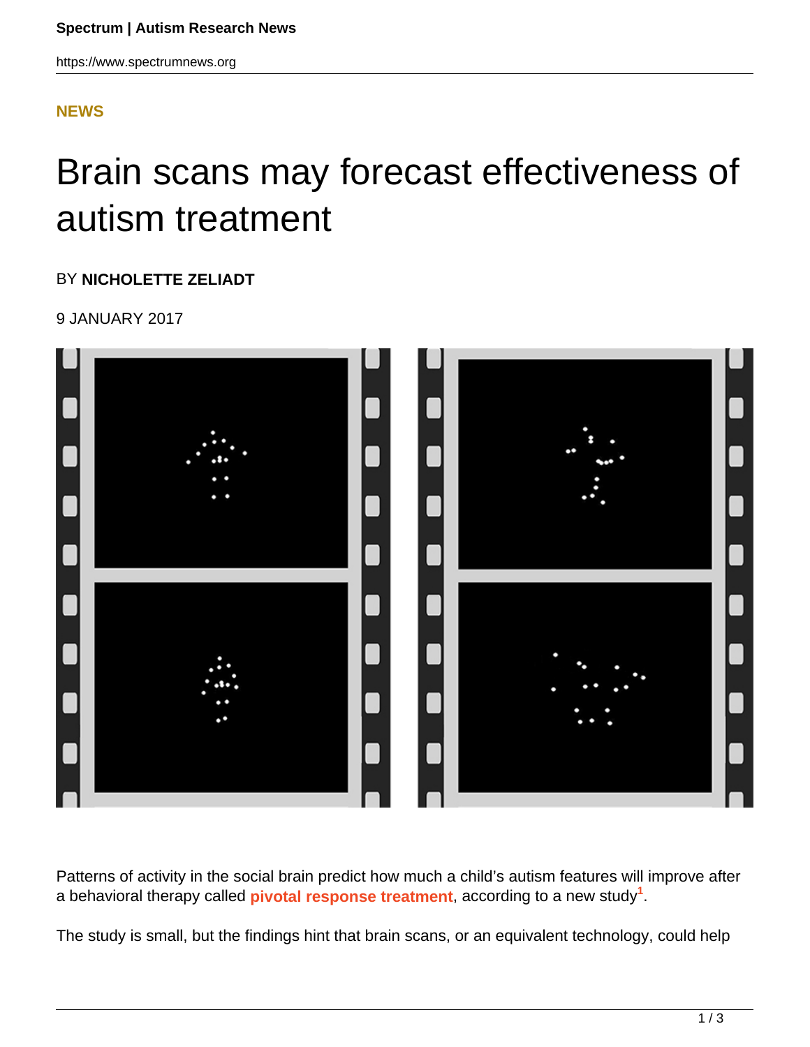NEWS

# Brain scans may forecast effectiveness of autism treatment

BY **NICHOLETTE ZELIADT**

9 JANUARY 2017

Patterns of activity in the social brain predict how much a child's autism features will improve after a behavioral therapy called **pivotal response treatment**, according to a new study[1].

The study is small, but the findings hint that brain scans, or an equivalent technology, could help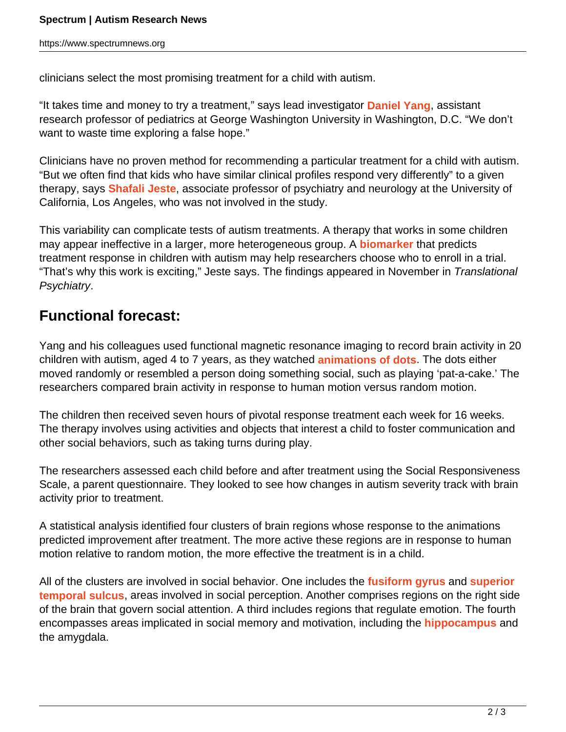clinicians select the most promising treatment for a child with autism.

"It takes time and money to try a treatment," says lead investigator **Daniel Yang**, assistant research professor of pediatrics at George Washington University in Washington, D.C. "We don't want to waste time exploring a false hope."

Clinicians have no proven method for recommending a particular treatment for a child with autism. "But we often find that kids who have similar clinical profiles respond very differently" to a given therapy, says **Shafali Jeste**, associate professor of psychiatry and neurology at the University of California, Los Angeles, who was not involved in the study.

This variability can complicate tests of autism treatments. A therapy that works in some children may appear ineffective in a larger, more heterogeneous group. A **biomarker** that predicts treatment response in children with autism may help researchers choose who to enroll in a trial. "That's why this work is exciting," Jeste says. The findings appeared in November in *Translational Psychiatry*.

## Functional forecast:

Yang and his colleagues used functional magnetic resonance imaging to record brain activity in 20 children with autism, aged 4 to 7 years, as they watched **animations of dots**. The dots either moved randomly or resembled a person doing something social, such as playing 'pat-a-cake.' The researchers compared brain activity in response to human motion versus random motion.

The children then received seven hours of pivotal response treatment each week for 16 weeks. The therapy involves using activities and objects that interest a child to foster communication and other social behaviors, such as taking turns during play.

The researchers assessed each child before and after treatment using the Social Responsiveness Scale, a parent questionnaire. They looked to see how changes in autism severity track with brain activity prior to treatment.

A statistical analysis identified four clusters of brain regions whose response to the animations predicted improvement after treatment. The more active these regions are in response to human motion relative to random motion, the more effective the treatment is in a child.

All of the clusters are involved in social behavior. One includes the **fusiform gyrus** and **superior temporal sulcus**, areas involved in social perception. Another comprises regions on the right side of the brain that govern social attention. A third includes regions that regulate emotion. The fourth encompasses areas implicated in social memory and motivation, including the **hippocampus** and the amygdala.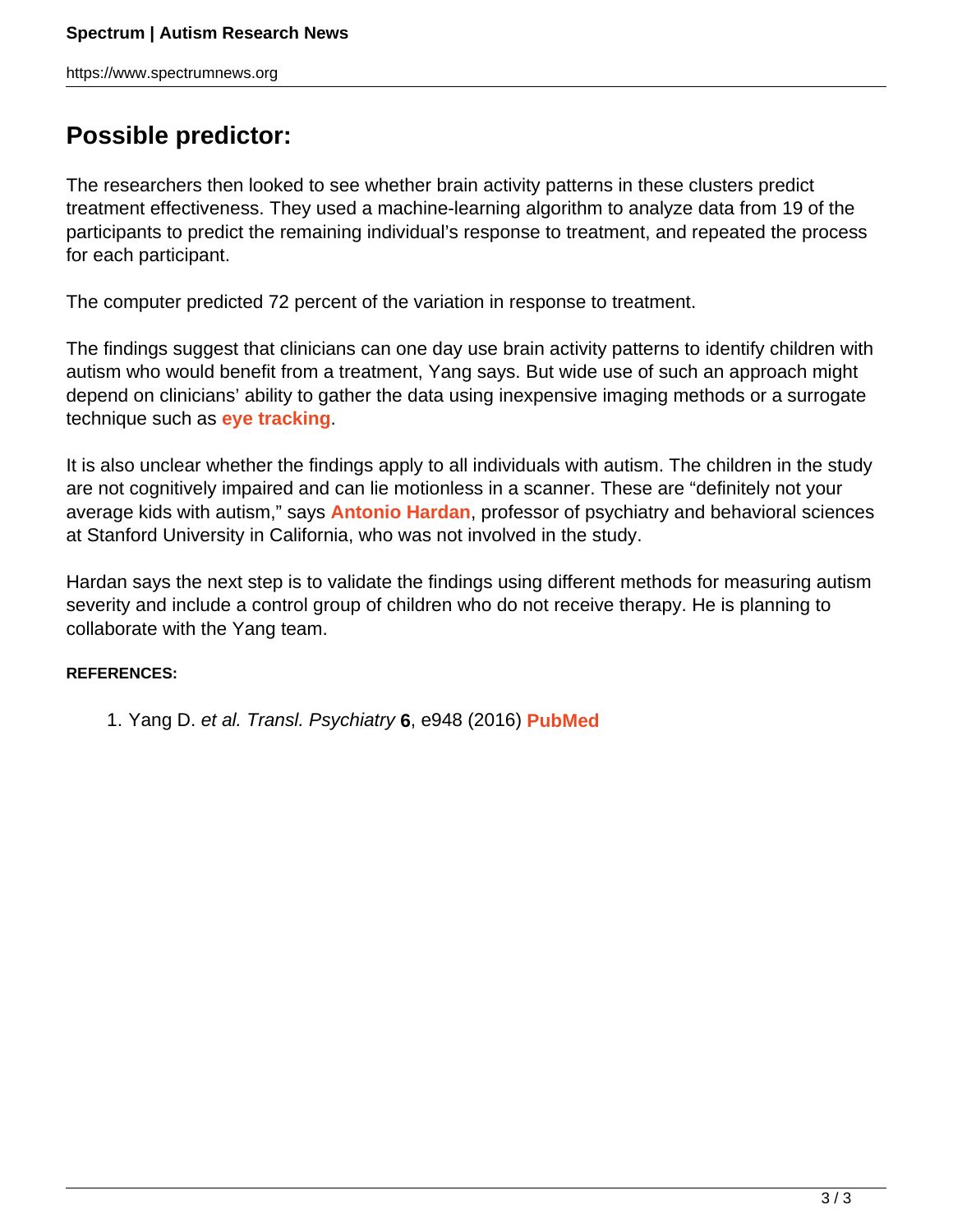## Possible predictor:

The researchers then looked to see whether brain activity patterns in these clusters predict treatment effectiveness. They used a machine-learning algorithm to analyze data from 19 of the participants to predict the remaining individual's response to treatment, and repeated the process for each participant.

The computer predicted 72 percent of the variation in response to treatment.

The findings suggest that clinicians can one day use brain activity patterns to identify children with autism who would benefit from a treatment, Yang says. But wide use of such an approach might depend on clinicians' ability to gather the data using inexpensive imaging methods or a surrogate technique such as **eye tracking**.

It is also unclear whether the findings apply to all individuals with autism. The children in the study are not cognitively impaired and can lie motionless in a scanner. These are "definitely not your average kids with autism," says **Antonio Hardan**, professor of psychiatry and behavioral sciences at Stanford University in California, who was not involved in the study.

Hardan says the next step is to validate the findings using different methods for measuring autism severity and include a control group of children who do not receive therapy. He is planning to collaborate with the Yang team.

**REFERENCES:**

1. Yang D. *et al. Transl. Psychiatry* **6**, e948 (2016) **PubMed**